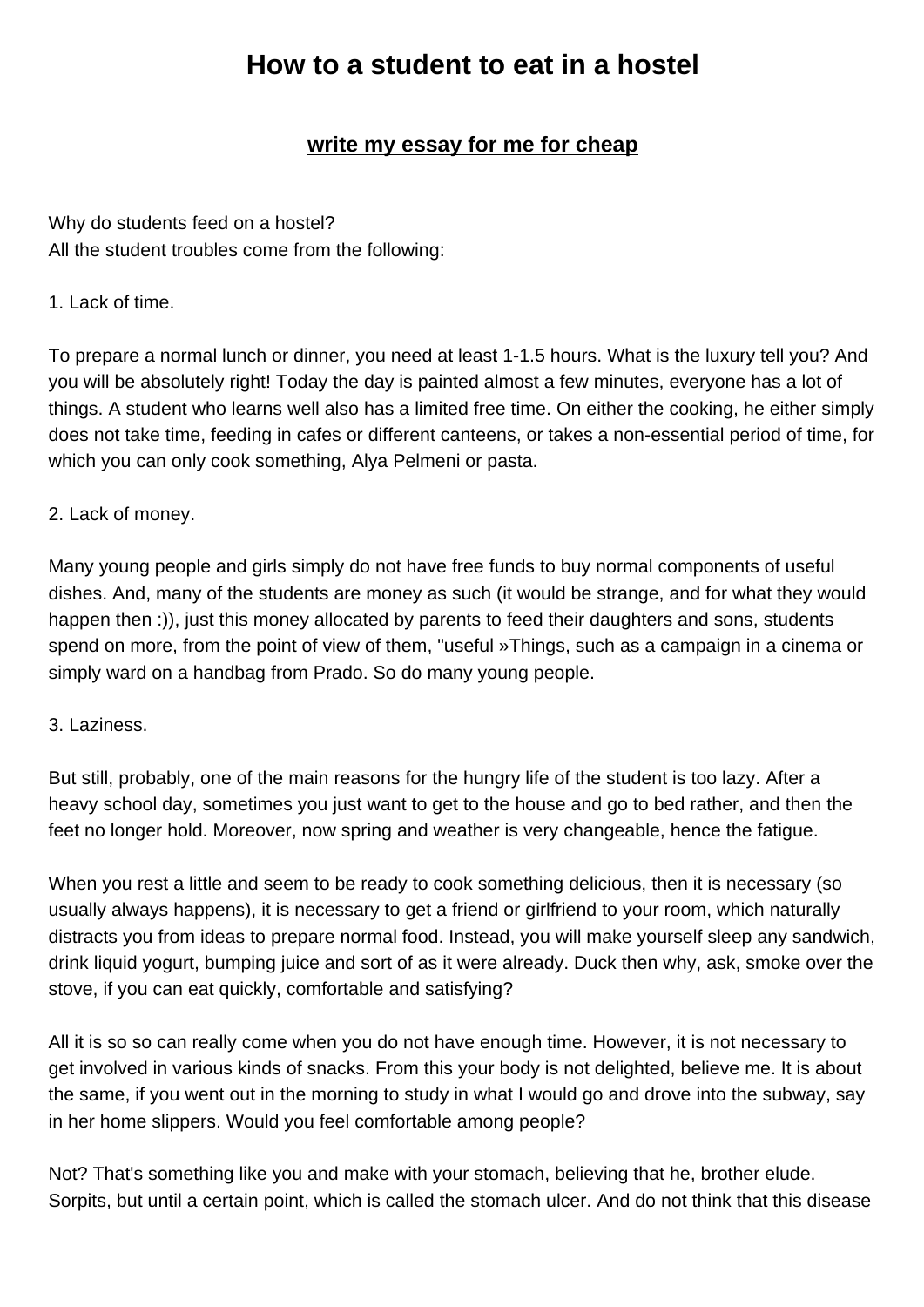# How to a student to eat in a hostel

**[write my essay for me for cheap]**

Why do students feed on a hostel?
All the student troubles come from the following:

1. Lack of time.

To prepare a normal lunch or dinner, you need at least 1-1.5 hours. What is the luxury tell you? And you will be absolutely right! Today the day is painted almost a few minutes, everyone has a lot of things. A student who learns well also has a limited free time. On either the cooking, he either simply does not take time, feeding in cafes or different canteens, or takes a non-essential period of time, for which you can only cook something, Alya Pelmeni or pasta.

2. Lack of money.

Many young people and girls simply do not have free funds to buy normal components of useful dishes. And, many of the students are money as such (it would be strange, and for what they would happen then :)), just this money allocated by parents to feed their daughters and sons, students spend on more, from the point of view of them, "useful »Things, such as a campaign in a cinema or simply ward on a handbag from Prado. So do many young people.

3. Laziness.

But still, probably, one of the main reasons for the hungry life of the student is too lazy. After a heavy school day, sometimes you just want to get to the house and go to bed rather, and then the feet no longer hold. Moreover, now spring and weather is very changeable, hence the fatigue.

When you rest a little and seem to be ready to cook something delicious, then it is necessary (so usually always happens), it is necessary to get a friend or girlfriend to your room, which naturally distracts you from ideas to prepare normal food. Instead, you will make yourself sleep any sandwich, drink liquid yogurt, bumping juice and sort of as it were already. Duck then why, ask, smoke over the stove, if you can eat quickly, comfortable and satisfying?

All it is so so can really come when you do not have enough time. However, it is not necessary to get involved in various kinds of snacks. From this your body is not delighted, believe me. It is about the same, if you went out in the morning to study in what I would go and drove into the subway, say in her home slippers. Would you feel comfortable among people?

Not? That's something like you and make with your stomach, believing that he, brother elude. Sorpits, but until a certain point, which is called the stomach ulcer. And do not think that this disease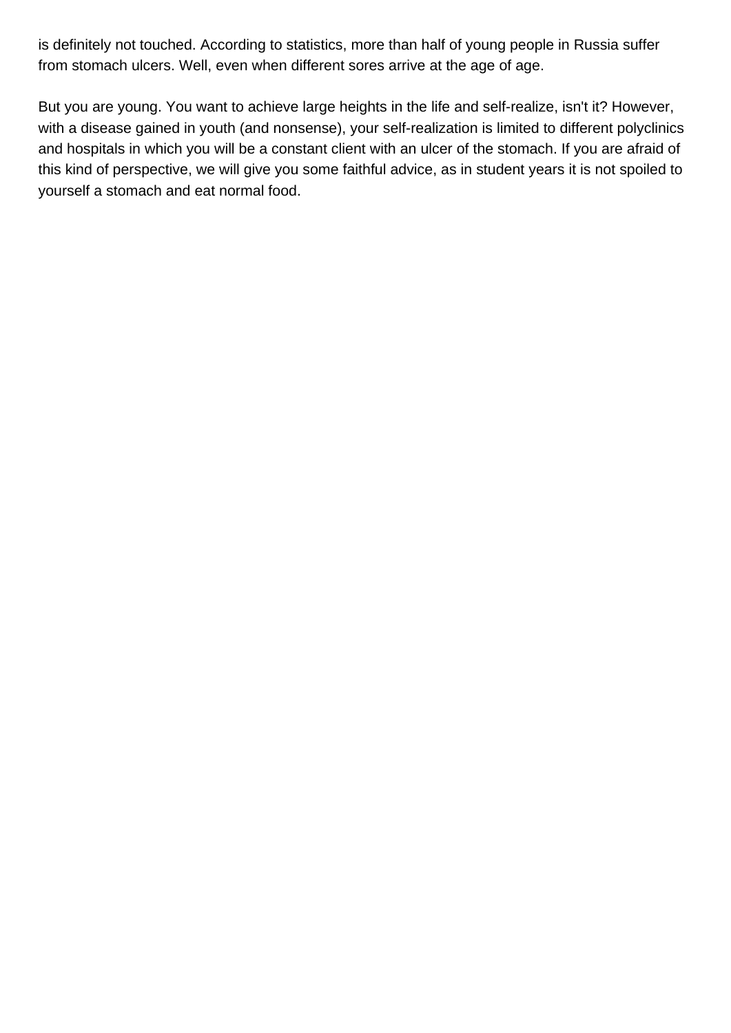is definitely not touched. According to statistics, more than half of young people in Russia suffer from stomach ulcers. Well, even when different sores arrive at the age of age.

But you are young. You want to achieve large heights in the life and self-realize, isn't it? However, with a disease gained in youth (and nonsense), your self-realization is limited to different polyclinics and hospitals in which you will be a constant client with an ulcer of the stomach. If you are afraid of this kind of perspective, we will give you some faithful advice, as in student years it is not spoiled to yourself a stomach and eat normal food.